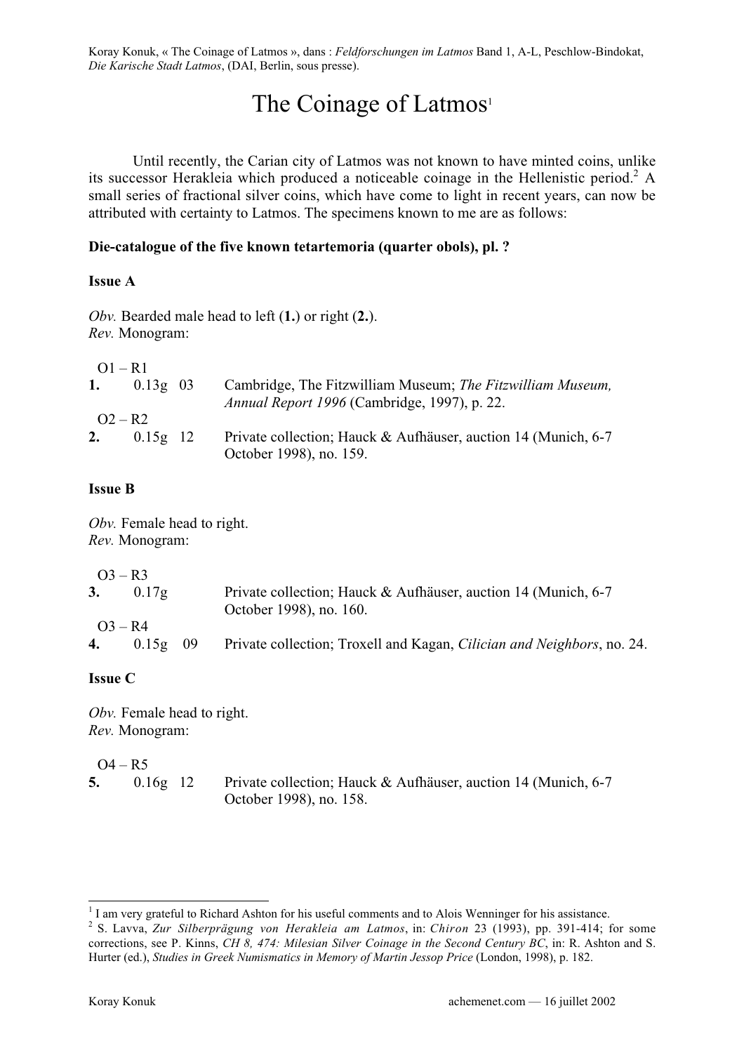Koray Konuk, « The Coinage of Latmos », dans : *Feldforschungen im Latmos* Band 1, A-L, Peschlow-Bindokat, *Die Karische Stadt Latmos*, (DAI, Berlin, sous presse).

# The Coinage of Latmos[1]

Until recently, the Carian city of Latmos was not known to have minted coins, unlike its successor Herakleia which produced a noticeable coinage in the Hellenistic period.[2] A small series of fractional silver coins, which have come to light in recent years, can now be attributed with certainty to Latmos. The specimens known to me are as follows:

**Die-catalogue of the five known tetartemoria (quarter obols), pl. ?**

**Issue A**

*Obv.* Bearded male head to left (**1.**) or right (**2.**).
*Rev.* Monogram:

O1 – R1

**1.** 0.13g 03 Cambridge, The Fitzwilliam Museum; *The Fitzwilliam Museum, Annual Report 1996* (Cambridge, 1997), p. 22.

O2 – R2

**2.** 0.15g 12 Private collection; Hauck & Aufhäuser, auction 14 (Munich, 6-7 October 1998), no. 159.

**Issue B**

*Obv.* Female head to right.
*Rev.* Monogram:

O3 – R3

**3.** 0.17g Private collection; Hauck & Aufhäuser, auction 14 (Munich, 6-7 October 1998), no. 160.

O3 – R4

**4.** 0.15g 09 Private collection; Troxell and Kagan, *Cilician and Neighbors*, no. 24.

**Issue C**

*Obv.* Female head to right.
*Rev.* Monogram:

O4 – R5

**5.** 0.16g 12 Private collection; Hauck & Aufhäuser, auction 14 (Munich, 6-7 October 1998), no. 158.

---

[1] I am very grateful to Richard Ashton for his useful comments and to Alois Wenninger for his assistance.

[2] S. Lavva, *Zur Silberprägung von Herakleia am Latmos*, in: *Chiron* 23 (1993), pp. 391-414; for some corrections, see P. Kinns, *CH 8, 474: Milesian Silver Coinage in the Second Century BC*, in: R. Ashton and S. Hurter (ed.), *Studies in Greek Numismatics in Memory of Martin Jessop Price* (London, 1998), p. 182.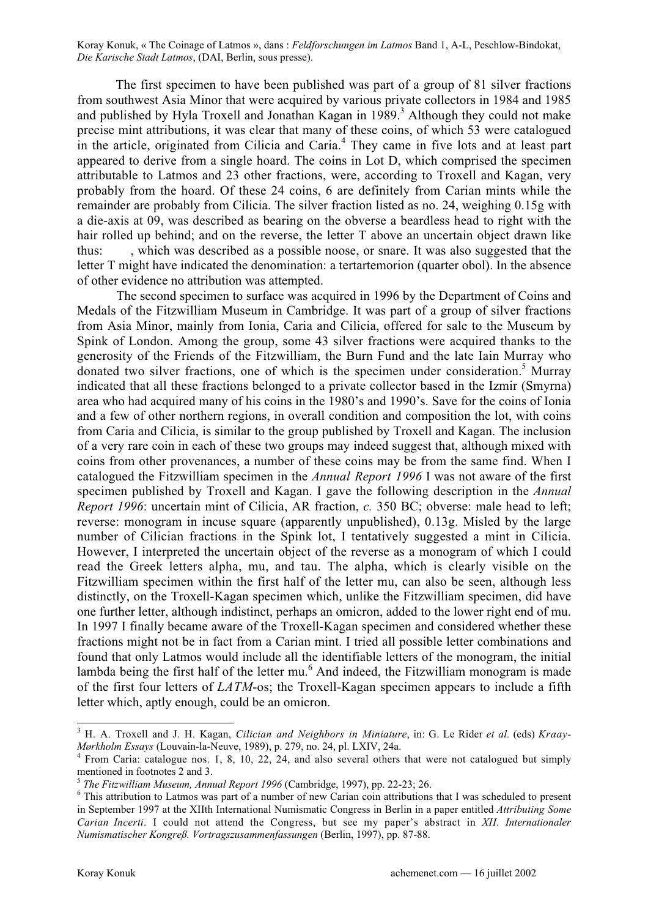The first specimen to have been published was part of a group of 81 silver fractions from southwest Asia Minor that were acquired by various private collectors in 1984 and 1985 and published by Hyla Troxell and Jonathan Kagan in 1989.[3] Although they could not make precise mint attributions, it was clear that many of these coins, of which 53 were catalogued in the article, originated from Cilicia and Caria.[4] They came in five lots and at least part appeared to derive from a single hoard. The coins in Lot D, which comprised the specimen attributable to Latmos and 23 other fractions, were, according to Troxell and Kagan, very probably from the hoard. Of these 24 coins, 6 are definitely from Carian mints while the remainder are probably from Cilicia. The silver fraction listed as no. 24, weighing 0.15g with a die-axis at 09, was described as bearing on the obverse a beardless head to right with the hair rolled up behind; and on the reverse, the letter T above an uncertain object drawn like thus: , which was described as a possible noose, or snare. It was also suggested that the letter T might have indicated the denomination: a tertartemorion (quarter obol). In the absence of other evidence no attribution was attempted.

The second specimen to surface was acquired in 1996 by the Department of Coins and Medals of the Fitzwilliam Museum in Cambridge. It was part of a group of silver fractions from Asia Minor, mainly from Ionia, Caria and Cilicia, offered for sale to the Museum by Spink of London. Among the group, some 43 silver fractions were acquired thanks to the generosity of the Friends of the Fitzwilliam, the Burn Fund and the late Iain Murray who donated two silver fractions, one of which is the specimen under consideration.[5] Murray indicated that all these fractions belonged to a private collector based in the Izmir (Smyrna) area who had acquired many of his coins in the 1980's and 1990's. Save for the coins of Ionia and a few of other northern regions, in overall condition and composition the lot, with coins from Caria and Cilicia, is similar to the group published by Troxell and Kagan. The inclusion of a very rare coin in each of these two groups may indeed suggest that, although mixed with coins from other provenances, a number of these coins may be from the same find. When I catalogued the Fitzwilliam specimen in the *Annual Report 1996* I was not aware of the first specimen published by Troxell and Kagan. I gave the following description in the *Annual Report 1996*: uncertain mint of Cilicia, AR fraction, *c.* 350 BC; obverse: male head to left; reverse: monogram in incuse square (apparently unpublished), 0.13g. Misled by the large number of Cilician fractions in the Spink lot, I tentatively suggested a mint in Cilicia. However, I interpreted the uncertain object of the reverse as a monogram of which I could read the Greek letters alpha, mu, and tau. The alpha, which is clearly visible on the Fitzwilliam specimen within the first half of the letter mu, can also be seen, although less distinctly, on the Troxell-Kagan specimen which, unlike the Fitzwilliam specimen, did have one further letter, although indistinct, perhaps an omicron, added to the lower right end of mu. In 1997 I finally became aware of the Troxell-Kagan specimen and considered whether these fractions might not be in fact from a Carian mint. I tried all possible letter combinations and found that only Latmos would include all the identifiable letters of the monogram, the initial lambda being the first half of the letter mu.[6] And indeed, the Fitzwilliam monogram is made of the first four letters of *LATM*-os; the Troxell-Kagan specimen appears to include a fifth letter which, aptly enough, could be an omicron.

---

[3] H. A. Troxell and J. H. Kagan, *Cilician and Neighbors in Miniature*, in: G. Le Rider *et al.* (eds) *Kraay-Mørkholm Essays* (Louvain-la-Neuve, 1989), p. 279, no. 24, pl. LXIV, 24a.

[4] From Caria: catalogue nos. 1, 8, 10, 22, 24, and also several others that were not catalogued but simply mentioned in footnotes 2 and 3.

[5] *The Fitzwilliam Museum, Annual Report 1996* (Cambridge, 1997), pp. 22-23; 26.

[6] This attribution to Latmos was part of a number of new Carian coin attributions that I was scheduled to present in September 1997 at the XIIth International Numismatic Congress in Berlin in a paper entitled *Attributing Some Carian Incerti*. I could not attend the Congress, but see my paper's abstract in *XII. Internationaler Numismatischer Kongreß. Vortragszusammenfassungen* (Berlin, 1997), pp. 87-88.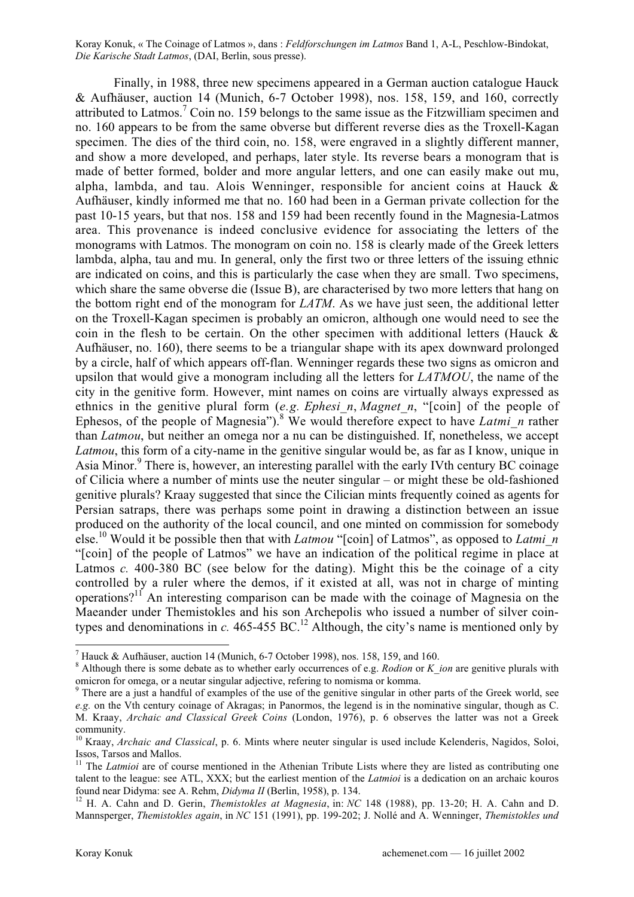Finally, in 1988, three new specimens appeared in a German auction catalogue Hauck & Aufhäuser, auction 14 (Munich, 6-7 October 1998), nos. 158, 159, and 160, correctly attributed to Latmos.[7] Coin no. 159 belongs to the same issue as the Fitzwilliam specimen and no. 160 appears to be from the same obverse but different reverse dies as the Troxell-Kagan specimen. The dies of the third coin, no. 158, were engraved in a slightly different manner, and show a more developed, and perhaps, later style. Its reverse bears a monogram that is made of better formed, bolder and more angular letters, and one can easily make out mu, alpha, lambda, and tau. Alois Wenninger, responsible for ancient coins at Hauck & Aufhäuser, kindly informed me that no. 160 had been in a German private collection for the past 10-15 years, but that nos. 158 and 159 had been recently found in the Magnesia-Latmos area. This provenance is indeed conclusive evidence for associating the letters of the monograms with Latmos. The monogram on coin no. 158 is clearly made of the Greek letters lambda, alpha, tau and mu. In general, only the first two or three letters of the issuing ethnic are indicated on coins, and this is particularly the case when they are small. Two specimens, which share the same obverse die (Issue B), are characterised by two more letters that hang on the bottom right end of the monogram for *LATM*. As we have just seen, the additional letter on the Troxell-Kagan specimen is probably an omicron, although one would need to see the coin in the flesh to be certain. On the other specimen with additional letters (Hauck & Aufhäuser, no. 160), there seems to be a triangular shape with its apex downward prolonged by a circle, half of which appears off-flan. Wenninger regards these two signs as omicron and upsilon that would give a monogram including all the letters for *LATMOU*, the name of the city in the genitive form. However, mint names on coins are virtually always expressed as ethnics in the genitive plural form (*e.g. Ephesi_n*, *Magnet_n*, "[coin] of the people of Ephesos, of the people of Magnesia").[8] We would therefore expect to have *Latmi_n* rather than *Latmou*, but neither an omega nor a nu can be distinguished. If, nonetheless, we accept *Latmou*, this form of a city-name in the genitive singular would be, as far as I know, unique in Asia Minor.[9] There is, however, an interesting parallel with the early IVth century BC coinage of Cilicia where a number of mints use the neuter singular – or might these be old-fashioned genitive plurals? Kraay suggested that since the Cilician mints frequently coined as agents for Persian satraps, there was perhaps some point in drawing a distinction between an issue produced on the authority of the local council, and one minted on commission for somebody else.[10] Would it be possible then that with *Latmou* "[coin] of Latmos", as opposed to *Latmi_n* "[coin] of the people of Latmos" we have an indication of the political regime in place at Latmos *c.* 400-380 BC (see below for the dating). Might this be the coinage of a city controlled by a ruler where the demos, if it existed at all, was not in charge of minting operations?[11] An interesting comparison can be made with the coinage of Magnesia on the Maeander under Themistokles and his son Archepolis who issued a number of silver coin-types and denominations in *c.* 465-455 BC.[12] Although, the city's name is mentioned only by

---

[7] Hauck & Aufhäuser, auction 14 (Munich, 6-7 October 1998), nos. 158, 159, and 160.

[8] Although there is some debate as to whether early occurrences of e.g. *Rodion* or *K_ion* are genitive plurals with omicron for omega, or a neutar singular adjective, refering to nomisma or komma.

[9] There are a just a handful of examples of the use of the genitive singular in other parts of the Greek world, see *e.g.* on the Vth century coinage of Akragas; in Panormos, the legend is in the nominative singular, though as C. M. Kraay, *Archaic and Classical Greek Coins* (London, 1976), p. 6 observes the latter was not a Greek community.

[10] Kraay, *Archaic and Classical*, p. 6. Mints where neuter singular is used include Kelenderis, Nagidos, Soloi, Issos, Tarsos and Mallos.

[11] The *Latmioi* are of course mentioned in the Athenian Tribute Lists where they are listed as contributing one talent to the league: see ATL, XXX; but the earliest mention of the *Latmioi* is a dedication on an archaic kouros found near Didyma: see A. Rehm, *Didyma II* (Berlin, 1958), p. 134.

[12] H. A. Cahn and D. Gerin, *Themistokles at Magnesia*, in: *NC* 148 (1988), pp. 13-20; H. A. Cahn and D. Mannsperger, *Themistokles again*, in *NC* 151 (1991), pp. 199-202; J. Nollé and A. Wenninger, *Themistokles und*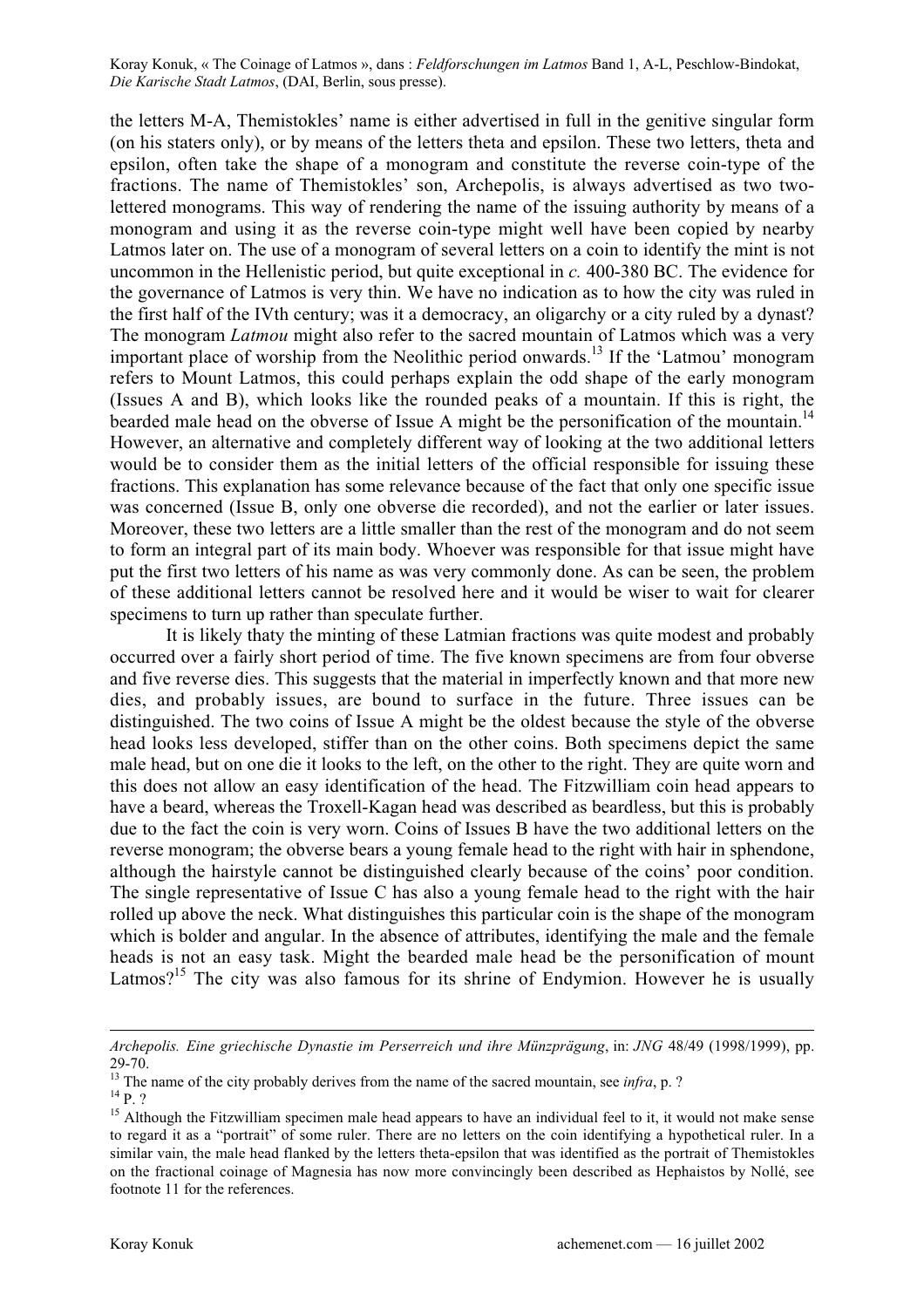the letters M-A, Themistokles' name is either advertised in full in the genitive singular form (on his staters only), or by means of the letters theta and epsilon. These two letters, theta and epsilon, often take the shape of a monogram and constitute the reverse coin-type of the fractions. The name of Themistokles' son, Archepolis, is always advertised as two two-lettered monograms. This way of rendering the name of the issuing authority by means of a monogram and using it as the reverse coin-type might well have been copied by nearby Latmos later on. The use of a monogram of several letters on a coin to identify the mint is not uncommon in the Hellenistic period, but quite exceptional in *c.* 400-380 BC. The evidence for the governance of Latmos is very thin. We have no indication as to how the city was ruled in the first half of the IVth century; was it a democracy, an oligarchy or a city ruled by a dynast? The monogram *Latmou* might also refer to the sacred mountain of Latmos which was a very important place of worship from the Neolithic period onwards.[13] If the 'Latmou' monogram refers to Mount Latmos, this could perhaps explain the odd shape of the early monogram (Issues A and B), which looks like the rounded peaks of a mountain. If this is right, the bearded male head on the obverse of Issue A might be the personification of the mountain.[14] However, an alternative and completely different way of looking at the two additional letters would be to consider them as the initial letters of the official responsible for issuing these fractions. This explanation has some relevance because of the fact that only one specific issue was concerned (Issue B, only one obverse die recorded), and not the earlier or later issues. Moreover, these two letters are a little smaller than the rest of the monogram and do not seem to form an integral part of its main body. Whoever was responsible for that issue might have put the first two letters of his name as was very commonly done. As can be seen, the problem of these additional letters cannot be resolved here and it would be wiser to wait for clearer specimens to turn up rather than speculate further.

It is likely thaty the minting of these Latmian fractions was quite modest and probably occurred over a fairly short period of time. The five known specimens are from four obverse and five reverse dies. This suggests that the material in imperfectly known and that more new dies, and probably issues, are bound to surface in the future. Three issues can be distinguished. The two coins of Issue A might be the oldest because the style of the obverse head looks less developed, stiffer than on the other coins. Both specimens depict the same male head, but on one die it looks to the left, on the other to the right. They are quite worn and this does not allow an easy identification of the head. The Fitzwilliam coin head appears to have a beard, whereas the Troxell-Kagan head was described as beardless, but this is probably due to the fact the coin is very worn. Coins of Issues B have the two additional letters on the reverse monogram; the obverse bears a young female head to the right with hair in sphendone, although the hairstyle cannot be distinguished clearly because of the coins' poor condition. The single representative of Issue C has also a young female head to the right with the hair rolled up above the neck. What distinguishes this particular coin is the shape of the monogram which is bolder and angular. In the absence of attributes, identifying the male and the female heads is not an easy task. Might the bearded male head be the personification of mount Latmos?[15] The city was also famous for its shrine of Endymion. However he is usually

---

*Archepolis. Eine griechische Dynastie im Perserreich und ihre Münzprägung*, in: *JNG* 48/49 (1998/1999), pp. 29-70.

[13] The name of the city probably derives from the name of the sacred mountain, see *infra*, p. ?

[14] P. ?

[15] Although the Fitzwilliam specimen male head appears to have an individual feel to it, it would not make sense to regard it as a "portrait" of some ruler. There are no letters on the coin identifying a hypothetical ruler. In a similar vain, the male head flanked by the letters theta-epsilon that was identified as the portrait of Themistokles on the fractional coinage of Magnesia has now more convincingly been described as Hephaistos by Nollé, see footnote 11 for the references.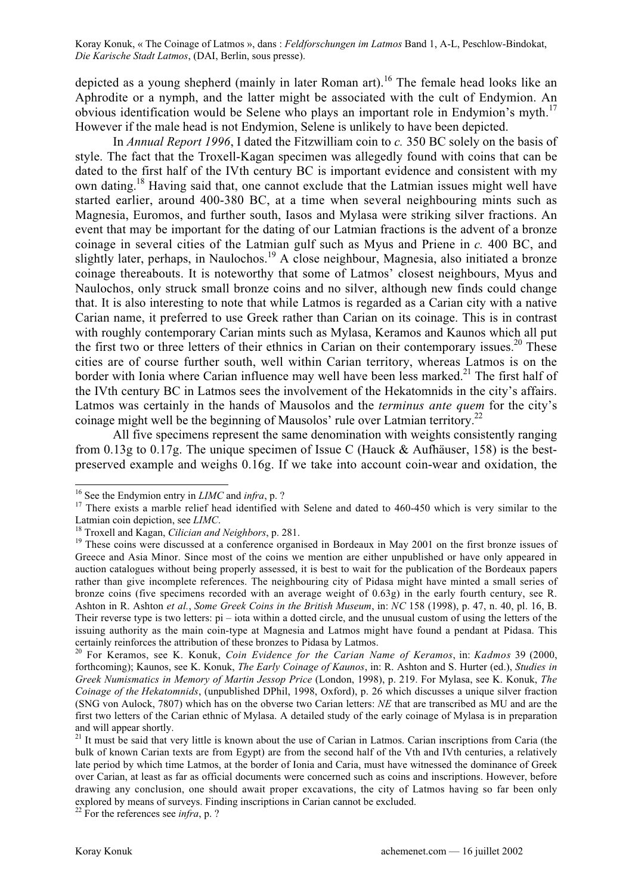depicted as a young shepherd (mainly in later Roman art).[16] The female head looks like an Aphrodite or a nymph, and the latter might be associated with the cult of Endymion. An obvious identification would be Selene who plays an important role in Endymion's myth.[17] However if the male head is not Endymion, Selene is unlikely to have been depicted.

In *Annual Report 1996*, I dated the Fitzwilliam coin to *c.* 350 BC solely on the basis of style. The fact that the Troxell-Kagan specimen was allegedly found with coins that can be dated to the first half of the IVth century BC is important evidence and consistent with my own dating.[18] Having said that, one cannot exclude that the Latmian issues might well have started earlier, around 400-380 BC, at a time when several neighbouring mints such as Magnesia, Euromos, and further south, Iasos and Mylasa were striking silver fractions. An event that may be important for the dating of our Latmian fractions is the advent of a bronze coinage in several cities of the Latmian gulf such as Myus and Priene in *c.* 400 BC, and slightly later, perhaps, in Naulochos.[19] A close neighbour, Magnesia, also initiated a bronze coinage thereabouts. It is noteworthy that some of Latmos' closest neighbours, Myus and Naulochos, only struck small bronze coins and no silver, although new finds could change that. It is also interesting to note that while Latmos is regarded as a Carian city with a native Carian name, it preferred to use Greek rather than Carian on its coinage. This is in contrast with roughly contemporary Carian mints such as Mylasa, Keramos and Kaunos which all put the first two or three letters of their ethnics in Carian on their contemporary issues.[20] These cities are of course further south, well within Carian territory, whereas Latmos is on the border with Ionia where Carian influence may well have been less marked.[21] The first half of the IVth century BC in Latmos sees the involvement of the Hekatomnids in the city's affairs. Latmos was certainly in the hands of Mausolos and the *terminus ante quem* for the city's coinage might well be the beginning of Mausolos' rule over Latmian territory.[22]

All five specimens represent the same denomination with weights consistently ranging from 0.13g to 0.17g. The unique specimen of Issue C (Hauck & Aufhäuser, 158) is the best-preserved example and weighs 0.16g. If we take into account coin-wear and oxidation, the

---

[16] See the Endymion entry in *LIMC* and *infra*, p. ?

[17] There exists a marble relief head identified with Selene and dated to 460-450 which is very similar to the Latmian coin depiction, see *LIMC*.

[18] Troxell and Kagan, *Cilician and Neighbors*, p. 281.

[19] These coins were discussed at a conference organised in Bordeaux in May 2001 on the first bronze issues of Greece and Asia Minor. Since most of the coins we mention are either unpublished or have only appeared in auction catalogues without being properly assessed, it is best to wait for the publication of the Bordeaux papers rather than give incomplete references. The neighbouring city of Pidasa might have minted a small series of bronze coins (five specimens recorded with an average weight of 0.63g) in the early fourth century, see R. Ashton in R. Ashton *et al.*, *Some Greek Coins in the British Museum*, in: *NC* 158 (1998), p. 47, n. 40, pl. 16, B. Their reverse type is two letters: pi – iota within a dotted circle, and the unusual custom of using the letters of the issuing authority as the main coin-type at Magnesia and Latmos might have found a pendant at Pidasa. This certainly reinforces the attribution of these bronzes to Pidasa by Latmos.

[20] For Keramos, see K. Konuk, *Coin Evidence for the Carian Name of Keramos*, in: *Kadmos* 39 (2000, forthcoming); Kaunos, see K. Konuk, *The Early Coinage of Kaunos*, in: R. Ashton and S. Hurter (ed.), *Studies in Greek Numismatics in Memory of Martin Jessop Price* (London, 1998), p. 219. For Mylasa, see K. Konuk, *The Coinage of the Hekatomnids*, (unpublished DPhil, 1998, Oxford), p. 26 which discusses a unique silver fraction (SNG von Aulock, 7807) which has on the obverse two Carian letters: *NE* that are transcribed as MU and are the first two letters of the Carian ethnic of Mylasa. A detailed study of the early coinage of Mylasa is in preparation and will appear shortly.

[21] It must be said that very little is known about the use of Carian in Latmos. Carian inscriptions from Caria (the bulk of known Carian texts are from Egypt) are from the second half of the Vth and IVth centuries, a relatively late period by which time Latmos, at the border of Ionia and Caria, must have witnessed the dominance of Greek over Carian, at least as far as official documents were concerned such as coins and inscriptions. However, before drawing any conclusion, one should await proper excavations, the city of Latmos having so far been only explored by means of surveys. Finding inscriptions in Carian cannot be excluded.

[22] For the references see *infra*, p. ?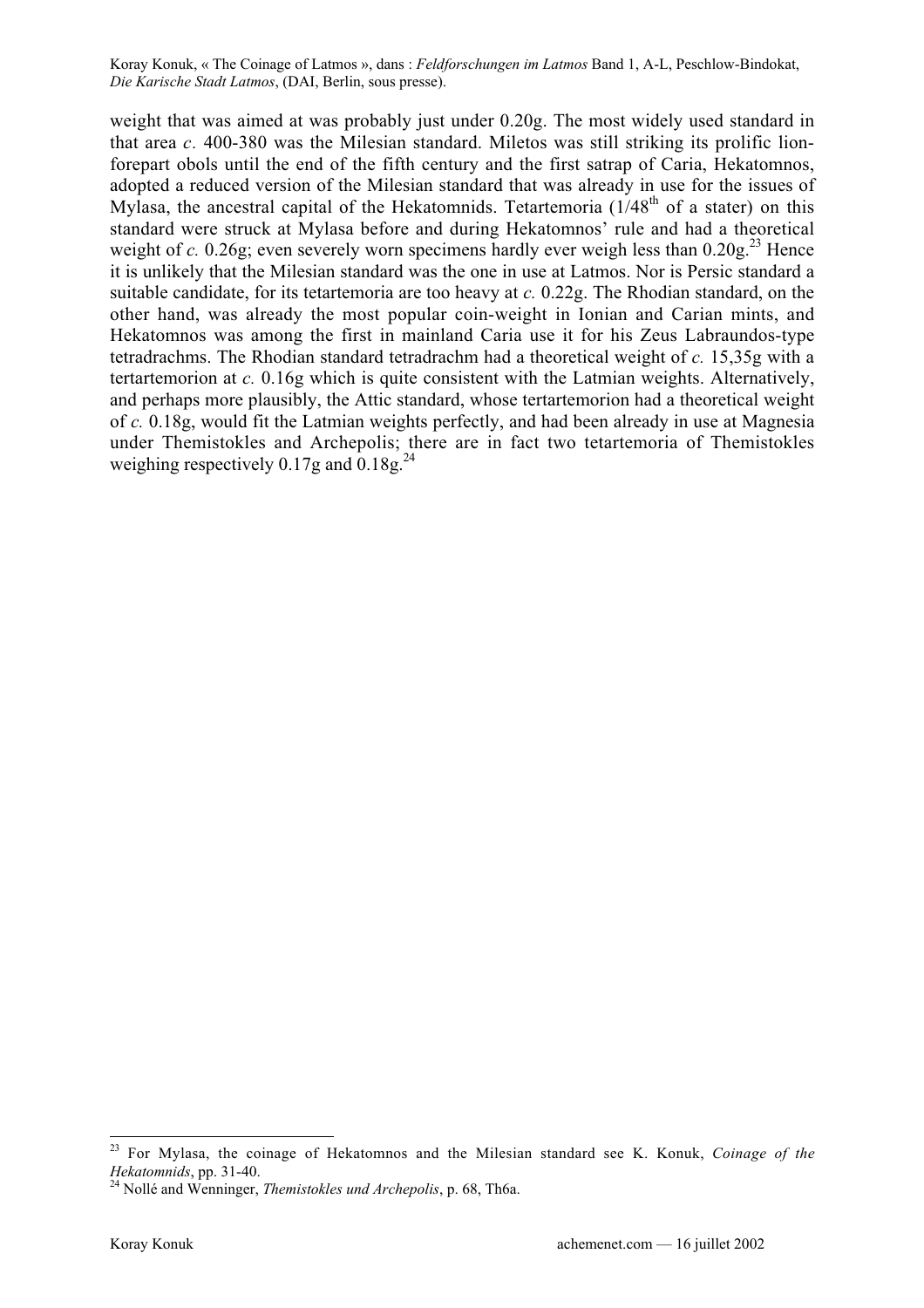weight that was aimed at was probably just under 0.20g. The most widely used standard in that area *c*. 400-380 was the Milesian standard. Miletos was still striking its prolific lion-forepart obols until the end of the fifth century and the first satrap of Caria, Hekatomnos, adopted a reduced version of the Milesian standard that was already in use for the issues of Mylasa, the ancestral capital of the Hekatomnids. Tetartemoria (1/48th of a stater) on this standard were struck at Mylasa before and during Hekatomnos' rule and had a theoretical weight of *c.* 0.26g; even severely worn specimens hardly ever weigh less than 0.20g.[23] Hence it is unlikely that the Milesian standard was the one in use at Latmos. Nor is Persic standard a suitable candidate, for its tetartemoria are too heavy at *c.* 0.22g. The Rhodian standard, on the other hand, was already the most popular coin-weight in Ionian and Carian mints, and Hekatomnos was among the first in mainland Caria use it for his Zeus Labraundos-type tetradrachms. The Rhodian standard tetradrachm had a theoretical weight of *c.* 15,35g with a tertartemorion at *c.* 0.16g which is quite consistent with the Latmian weights. Alternatively, and perhaps more plausibly, the Attic standard, whose tertartemorion had a theoretical weight of *c.* 0.18g, would fit the Latmian weights perfectly, and had been already in use at Magnesia under Themistokles and Archepolis; there are in fact two tetartemoria of Themistokles weighing respectively 0.17g and 0.18g.[24]

---

[23] For Mylasa, the coinage of Hekatomnos and the Milesian standard see K. Konuk, *Coinage of the Hekatomnids*, pp. 31-40.

[24] Nollé and Wenninger, *Themistokles und Archepolis*, p. 68, Th6a.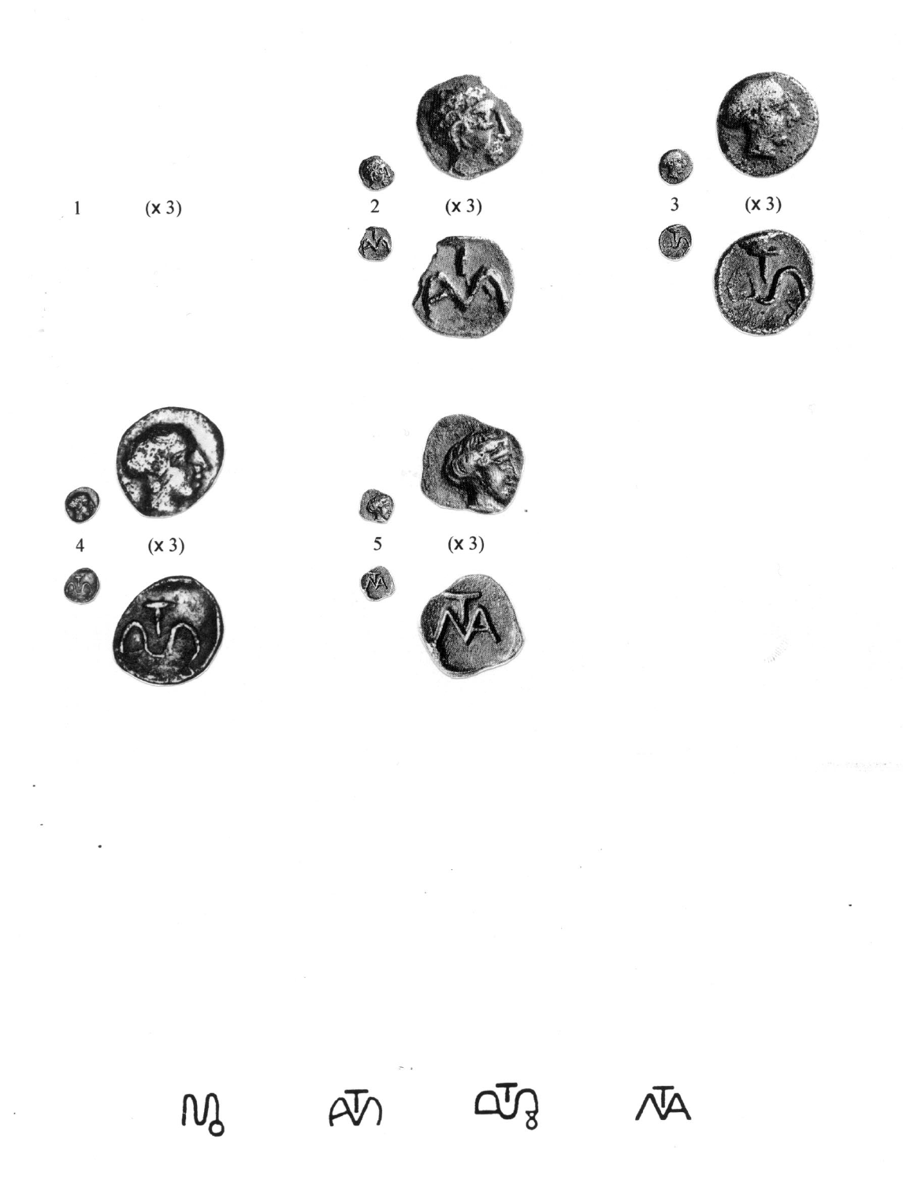1 (x 3)

2 (x 3)

3 (x 3)

4 (x 3)

5 (x 3)